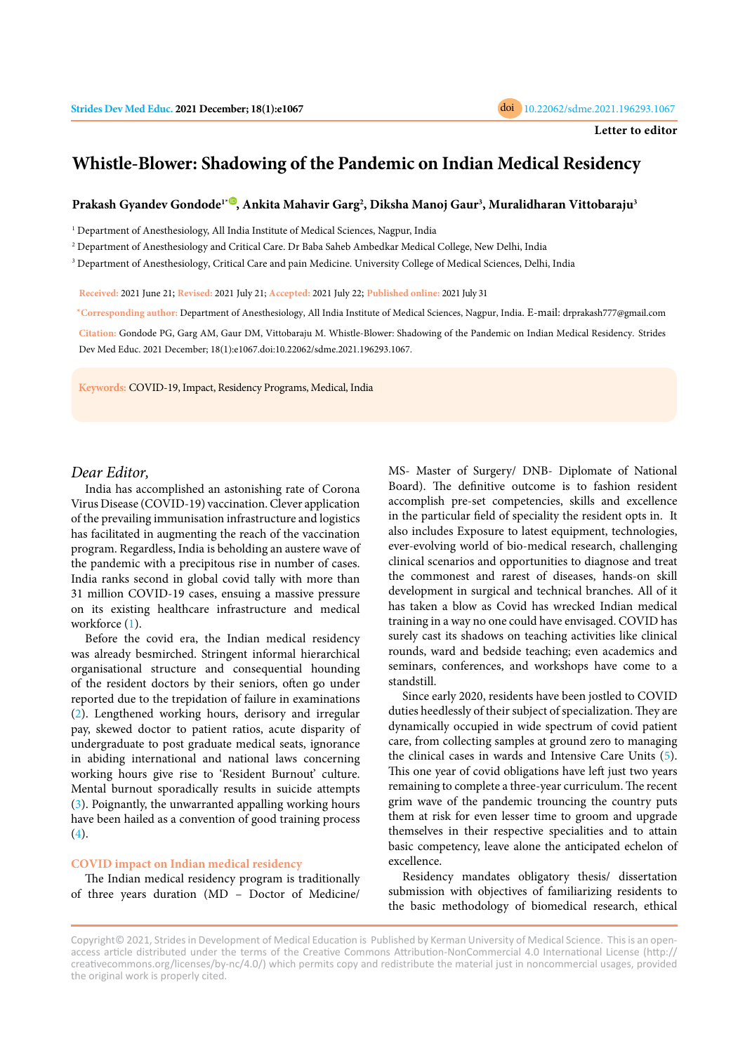Letter to editor

# Whistle-Blower: Shadowing of the Pandemic on Indian Medical Residency

**Prakash Gyandev Gondode[1*], Ankita Mahavir Garg[2], Diksha Manoj Gaur[3], Muralidharan Vittobaraju[3]**

[1] Department of Anesthesiology, All India Institute of Medical Sciences, Nagpur, India

[2] Department of Anesthesiology and Critical Care. Dr Baba Saheb Ambedkar Medical College, New Delhi, India

[3] Department of Anesthesiology, Critical Care and pain Medicine. University College of Medical Sciences, Delhi, India

**Received:** 2021 June 21; **Revised:** 2021 July 21; **Accepted:** 2021 July 22; **Published online:** 2021 July 31

**\*Corresponding author:** Department of Anesthesiology, All India Institute of Medical Sciences, Nagpur, India. E-mail: drprakash777@gmail.com

**Citation:** Gondode PG, Garg AM, Gaur DM, Vittobaraju M. Whistle-Blower: Shadowing of the Pandemic on Indian Medical Residency. Strides Dev Med Educ. 2021 December; 18(1):e1067.doi:10.22062/sdme.2021.196293.1067.

**Keywords:** COVID-19, Impact, Residency Programs, Medical, India

*Dear Editor,*

India has accomplished an astonishing rate of Corona Virus Disease (COVID-19) vaccination. Clever application of the prevailing immunisation infrastructure and logistics has facilitated in augmenting the reach of the vaccination program. Regardless, India is beholding an austere wave of the pandemic with a precipitous rise in number of cases. India ranks second in global covid tally with more than 31 million COVID-19 cases, ensuing a massive pressure on its existing healthcare infrastructure and medical workforce (1).

Before the covid era, the Indian medical residency was already besmirched. Stringent informal hierarchical organisational structure and consequential hounding of the resident doctors by their seniors, often go under reported due to the trepidation of failure in examinations (2). Lengthened working hours, derisory and irregular pay, skewed doctor to patient ratios, acute disparity of undergraduate to post graduate medical seats, ignorance in abiding international and national laws concerning working hours give rise to 'Resident Burnout' culture. Mental burnout sporadically results in suicide attempts (3). Poignantly, the unwarranted appalling working hours have been hailed as a convention of good training process (4).

## COVID impact on Indian medical residency

The Indian medical residency program is traditionally of three years duration (MD – Doctor of Medicine/ MS- Master of Surgery/ DNB- Diplomate of National Board). The definitive outcome is to fashion resident accomplish pre-set competencies, skills and excellence in the particular field of speciality the resident opts in. It also includes Exposure to latest equipment, technologies, ever-evolving world of bio-medical research, challenging clinical scenarios and opportunities to diagnose and treat the commonest and rarest of diseases, hands-on skill development in surgical and technical branches. All of it has taken a blow as Covid has wrecked Indian medical training in a way no one could have envisaged. COVID has surely cast its shadows on teaching activities like clinical rounds, ward and bedside teaching; even academics and seminars, conferences, and workshops have come to a standstill.

Since early 2020, residents have been jostled to COVID duties heedlessly of their subject of specialization. They are dynamically occupied in wide spectrum of covid patient care, from collecting samples at ground zero to managing the clinical cases in wards and Intensive Care Units (5). This one year of covid obligations have left just two years remaining to complete a three-year curriculum. The recent grim wave of the pandemic trouncing the country puts them at risk for even lesser time to groom and upgrade themselves in their respective specialities and to attain basic competency, leave alone the anticipated echelon of excellence.

Residency mandates obligatory thesis/ dissertation submission with objectives of familiarizing residents to the basic methodology of biomedical research, ethical

Copyright© 2021, Strides in Development of Medical Education is Published by Kerman University of Medical Science. This is an open-access article distributed under the terms of the Creative Commons Attribution-NonCommercial 4.0 International License (http://creativecommons.org/licenses/by-nc/4.0/) which permits copy and redistribute the material just in noncommercial usages, provided the original work is properly cited.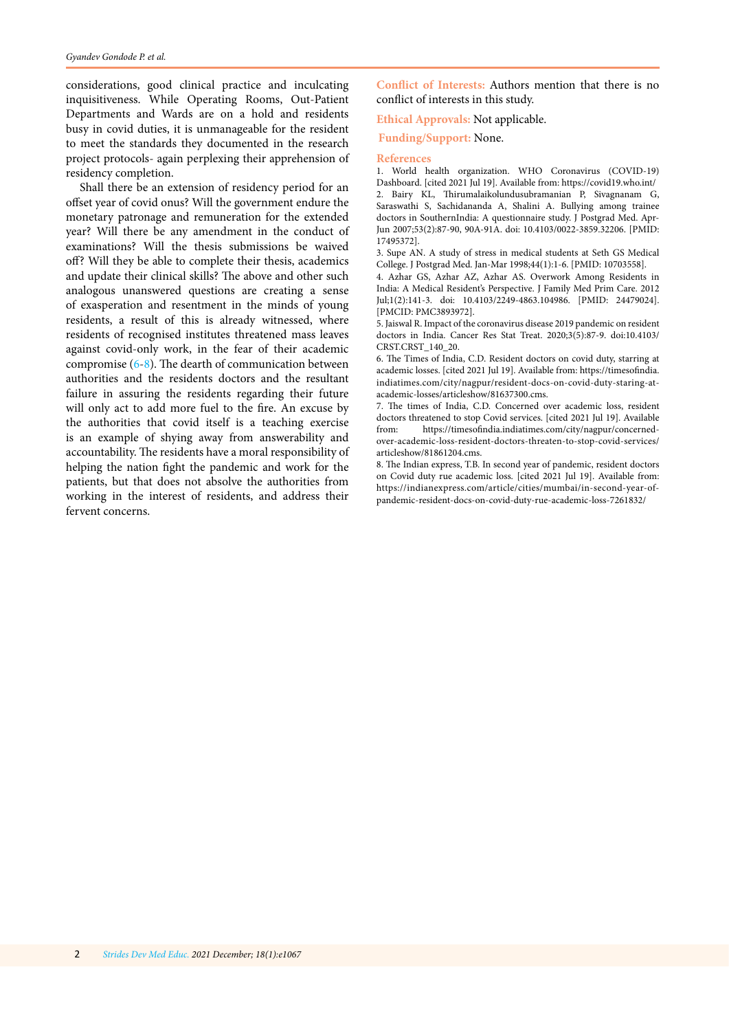considerations, good clinical practice and inculcating inquisitiveness. While Operating Rooms, Out-Patient Departments and Wards are on a hold and residents busy in covid duties, it is unmanageable for the resident to meet the standards they documented in the research project protocols- again perplexing their apprehension of residency completion.

Shall there be an extension of residency period for an offset year of covid onus? Will the government endure the monetary patronage and remuneration for the extended year? Will there be any amendment in the conduct of examinations? Will the thesis submissions be waived off? Will they be able to complete their thesis, academics and update their clinical skills? The above and other such analogous unanswered questions are creating a sense of exasperation and resentment in the minds of young residents, a result of this is already witnessed, where residents of recognised institutes threatened mass leaves against covid-only work, in the fear of their academic compromise (6-8). The dearth of communication between authorities and the residents doctors and the resultant failure in assuring the residents regarding their future will only act to add more fuel to the fire. An excuse by the authorities that covid itself is a teaching exercise is an example of shying away from answerability and accountability. The residents have a moral responsibility of helping the nation fight the pandemic and work for the patients, but that does not absolve the authorities from working in the interest of residents, and address their fervent concerns.

**Conflict of Interests:** Authors mention that there is no conflict of interests in this study.

**Ethical Approvals:** Not applicable.

**Funding/Support:** None.

## References

1. World health organization. WHO Coronavirus (COVID-19) Dashboard. [cited 2021 Jul 19]. Available from: https://covid19.who.int/
2. Bairy KL, Thirumalaikolundusubramanian P, Sivagnanam G, Saraswathi S, Sachidananda A, Shalini A. Bullying among trainee doctors in SouthernIndia: A questionnaire study. J Postgrad Med. Apr-Jun 2007;53(2):87-90, 90A-91A. doi: 10.4103/0022-3859.32206. [PMID: 17495372].
3. Supe AN. A study of stress in medical students at Seth GS Medical College. J Postgrad Med. Jan-Mar 1998;44(1):1-6. [PMID: 10703558].
4. Azhar GS, Azhar AZ, Azhar AS. Overwork Among Residents in India: A Medical Resident's Perspective. J Family Med Prim Care. 2012 Jul;1(2):141-3. doi: 10.4103/2249-4863.104986. [PMID: 24479024]. [PMCID: PMC3893972].
5. Jaiswal R. Impact of the coronavirus disease 2019 pandemic on resident doctors in India. Cancer Res Stat Treat. 2020;3(5):87-9. doi:10.4103/CRST.CRST_140_20.
6. The Times of India, C.D. Resident doctors on covid duty, starring at academic losses. [cited 2021 Jul 19]. Available from: https://timesofindia.indiatimes.com/city/nagpur/resident-docs-on-covid-duty-staring-at-academic-losses/articleshow/81637300.cms.
7. The times of India, C.D. Concerned over academic loss, resident doctors threatened to stop Covid services. [cited 2021 Jul 19]. Available from: https://timesofindia.indiatimes.com/city/nagpur/concerned-over-academic-loss-resident-doctors-threaten-to-stop-covid-services/articleshow/81861204.cms.
8. The Indian express, T.B. In second year of pandemic, resident doctors on Covid duty rue academic loss. [cited 2021 Jul 19]. Available from: https://indianexpress.com/article/cities/mumbai/in-second-year-of-pandemic-resident-docs-on-covid-duty-rue-academic-loss-7261832/